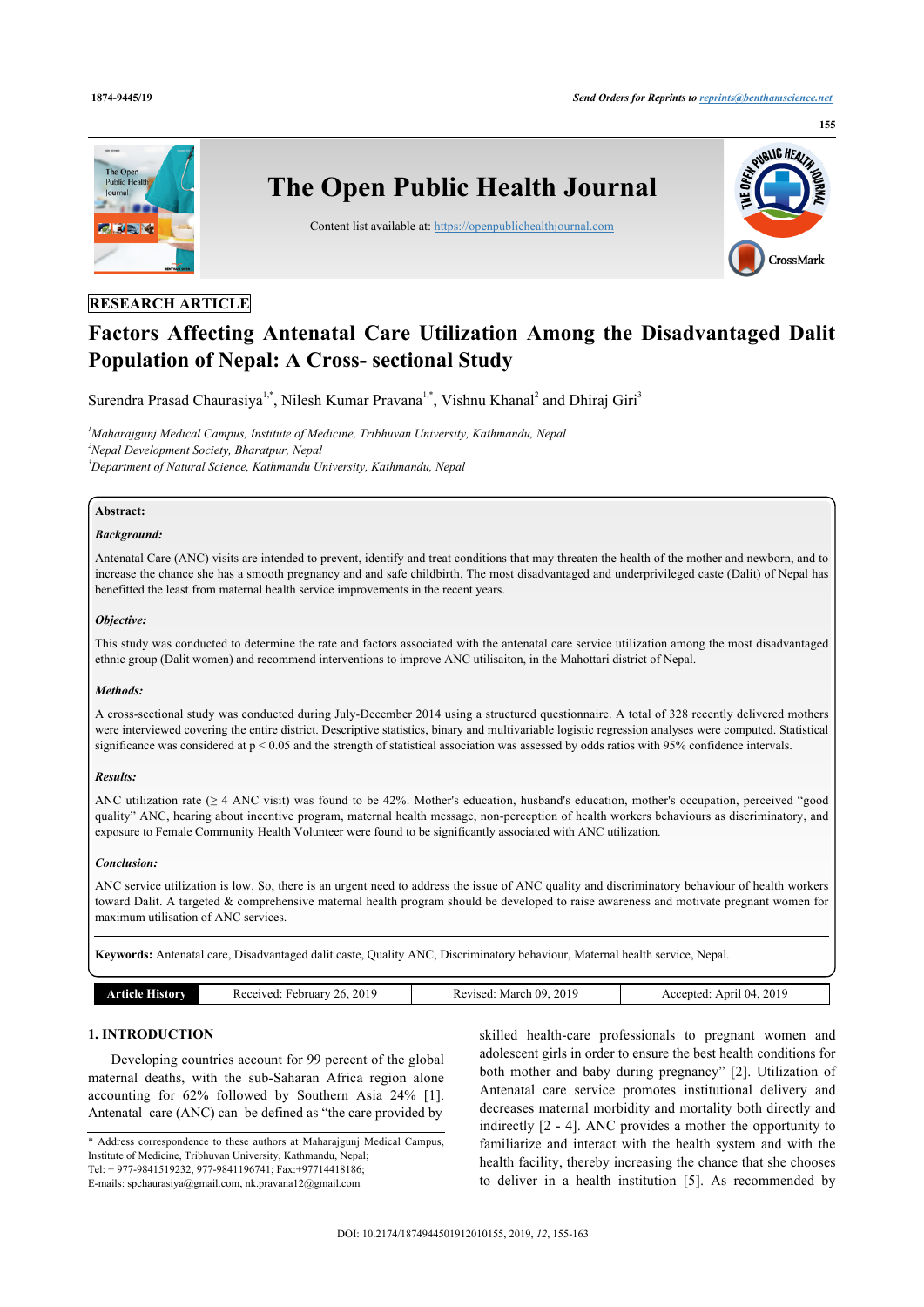RESEARCH ARTICLE

# Factors Affecting Antenatal Care Utilization Among the Disadvantaged Dalit Population of Nepal: A Cross- sectional Study

Surendra Prasad Chaurasiya[1,*], Nilesh Kumar Pravana[1,*], Vishnu Khanal[2] and Dhiraj Giri[3]

[1]*Maharajgunj Medical Campus, Institute of Medicine, Tribhuvan University, Kathmandu, Nepal*
[2]*Nepal Development Society, Bharatpur, Nepal*
[3]*Department of Natural Science, Kathmandu University, Kathmandu, Nepal*

**Abstract:**

***Background:***

Antenatal Care (ANC) visits are intended to prevent, identify and treat conditions that may threaten the health of the mother and newborn, and to increase the chance she has a smooth pregnancy and and safe childbirth. The most disadvantaged and underprivileged caste (Dalit) of Nepal has benefitted the least from maternal health service improvements in the recent years.

***Objective:***

This study was conducted to determine the rate and factors associated with the antenatal care service utilization among the most disadvantaged ethnic group (Dalit women) and recommend interventions to improve ANC utilisaiton, in the Mahottari district of Nepal.

***Methods:***

A cross-sectional study was conducted during July-December 2014 using a structured questionnaire. A total of 328 recently delivered mothers were interviewed covering the entire district. Descriptive statistics, binary and multivariable logistic regression analyses were computed. Statistical significance was considered at $p < 0.05$ and the strength of statistical association was assessed by odds ratios with 95% confidence intervals.

***Results:***

ANC utilization rate (≥ 4 ANC visit) was found to be 42%. Mother's education, husband's education, mother's occupation, perceived "good quality" ANC, hearing about incentive program, maternal health message, non-perception of health workers behaviours as discriminatory, and exposure to Female Community Health Volunteer were found to be significantly associated with ANC utilization.

***Conclusion:***

ANC service utilization is low. So, there is an urgent need to address the issue of ANC quality and discriminatory behaviour of health workers toward Dalit. A targeted & comprehensive maternal health program should be developed to raise awareness and motivate pregnant women for maximum utilisation of ANC services.

**Keywords:** Antenatal care, Disadvantaged dalit caste, Quality ANC, Discriminatory behaviour, Maternal health service, Nepal.

| Article History | Received: February 26, 2019 | Revised: March 09, 2019 | Accepted: April 04, 2019 |
|---|---|---|---|

## 1. INTRODUCTION

Developing countries account for 99 percent of the global maternal deaths, with the sub-Saharan Africa region alone accounting for 62% followed by Southern Asia 24% [1]. Antenatal care (ANC) can be defined as "the care provided by skilled health-care professionals to pregnant women and adolescent girls in order to ensure the best health conditions for both mother and baby during pregnancy" [2]. Utilization of Antenatal care service promotes institutional delivery and decreases maternal morbidity and mortality both directly and indirectly [2 - 4]. ANC provides a mother the opportunity to familiarize and interact with the health system and with the health facility, thereby increasing the chance that she chooses to deliver in a health institution [5]. As recommended by

\* Address correspondence to these authors at Maharajgunj Medical Campus, Institute of Medicine, Tribhuvan University, Kathmandu, Nepal;
Tel: + 977-9841519232, 977-9841196741; Fax:+97714418186;
E-mails: spchaurasiya@gmail.com, nk.pravana12@gmail.com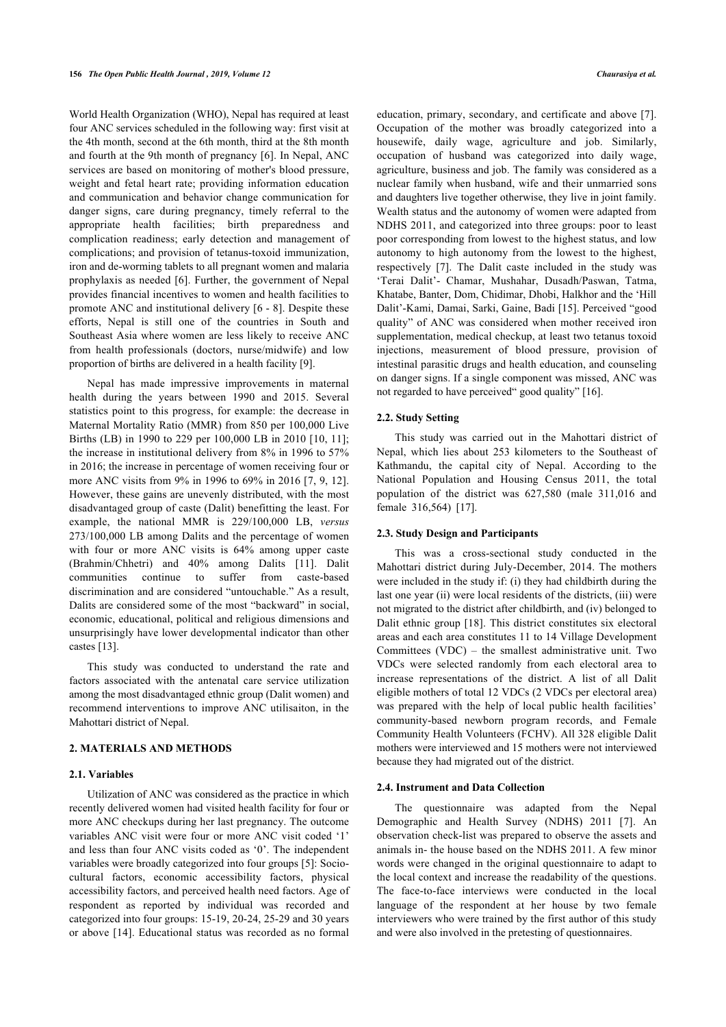World Health Organization (WHO), Nepal has required at least four ANC services scheduled in the following way: first visit at the 4th month, second at the 6th month, third at the 8th month and fourth at the 9th month of pregnancy [6]. In Nepal, ANC services are based on monitoring of mother's blood pressure, weight and fetal heart rate; providing information education and communication and behavior change communication for danger signs, care during pregnancy, timely referral to the appropriate health facilities; birth preparedness and complication readiness; early detection and management of complications; and provision of tetanus-toxoid immunization, iron and de-worming tablets to all pregnant women and malaria prophylaxis as needed [6]. Further, the government of Nepal provides financial incentives to women and health facilities to promote ANC and institutional delivery [6 - 8]. Despite these efforts, Nepal is still one of the countries in South and Southeast Asia where women are less likely to receive ANC from health professionals (doctors, nurse/midwife) and low proportion of births are delivered in a health facility [9].

Nepal has made impressive improvements in maternal health during the years between 1990 and 2015. Several statistics point to this progress, for example: the decrease in Maternal Mortality Ratio (MMR) from 850 per 100,000 Live Births (LB) in 1990 to 229 per 100,000 LB in 2010 [10, 11]; the increase in institutional delivery from 8% in 1996 to 57% in 2016; the increase in percentage of women receiving four or more ANC visits from 9% in 1996 to 69% in 2016 [7, 9, 12]. However, these gains are unevenly distributed, with the most disadvantaged group of caste (Dalit) benefitting the least. For example, the national MMR is 229/100,000 LB, *versus* 273/100,000 LB among Dalits and the percentage of women with four or more ANC visits is 64% among upper caste (Brahmin/Chhetri) and 40% among Dalits [11]. Dalit communities continue to suffer from caste-based discrimination and are considered "untouchable." As a result, Dalits are considered some of the most "backward" in social, economic, educational, political and religious dimensions and unsurprisingly have lower developmental indicator than other castes [13].

This study was conducted to understand the rate and factors associated with the antenatal care service utilization among the most disadvantaged ethnic group (Dalit women) and recommend interventions to improve ANC utilisaiton, in the Mahottari district of Nepal.

## 2. MATERIALS AND METHODS

### 2.1. Variables

Utilization of ANC was considered as the practice in which recently delivered women had visited health facility for four or more ANC checkups during her last pregnancy. The outcome variables ANC visit were four or more ANC visit coded '1' and less than four ANC visits coded as '0'. The independent variables were broadly categorized into four groups [5]: Socio-cultural factors, economic accessibility factors, physical accessibility factors, and perceived health need factors. Age of respondent as reported by individual was recorded and categorized into four groups: 15-19, 20-24, 25-29 and 30 years or above [14]. Educational status was recorded as no formal education, primary, secondary, and certificate and above [7]. Occupation of the mother was broadly categorized into a housewife, daily wage, agriculture and job. Similarly, occupation of husband was categorized into daily wage, agriculture, business and job. The family was considered as a nuclear family when husband, wife and their unmarried sons and daughters live together otherwise, they live in joint family. Wealth status and the autonomy of women were adapted from NDHS 2011, and categorized into three groups: poor to least poor corresponding from lowest to the highest status, and low autonomy to high autonomy from the lowest to the highest, respectively [7]. The Dalit caste included in the study was 'Terai Dalit'- Chamar, Mushahar, Dusadh/Paswan, Tatma, Khatabe, Banter, Dom, Chidimar, Dhobi, Halkhor and the 'Hill Dalit'-Kami, Damai, Sarki, Gaine, Badi [15]. Perceived "good quality" of ANC was considered when mother received iron supplementation, medical checkup, at least two tetanus toxoid injections, measurement of blood pressure, provision of intestinal parasitic drugs and health education, and counseling on danger signs. If a single component was missed, ANC was not regarded to have perceived" good quality" [16].

### 2.2. Study Setting

This study was carried out in the Mahottari district of Nepal, which lies about 253 kilometers to the Southeast of Kathmandu, the capital city of Nepal. According to the National Population and Housing Census 2011, the total population of the district was 627,580 (male 311,016 and female 316,564) [17].

### 2.3. Study Design and Participants

This was a cross-sectional study conducted in the Mahottari district during July-December, 2014. The mothers were included in the study if: (i) they had childbirth during the last one year (ii) were local residents of the districts, (iii) were not migrated to the district after childbirth, and (iv) belonged to Dalit ethnic group [18]. This district constitutes six electoral areas and each area constitutes 11 to 14 Village Development Committees (VDC) – the smallest administrative unit. Two VDCs were selected randomly from each electoral area to increase representations of the district. A list of all Dalit eligible mothers of total 12 VDCs (2 VDCs per electoral area) was prepared with the help of local public health facilities' community-based newborn program records, and Female Community Health Volunteers (FCHV). All 328 eligible Dalit mothers were interviewed and 15 mothers were not interviewed because they had migrated out of the district.

### 2.4. Instrument and Data Collection

The questionnaire was adapted from the Nepal Demographic and Health Survey (NDHS) 2011 [7]. An observation check-list was prepared to observe the assets and animals in- the house based on the NDHS 2011. A few minor words were changed in the original questionnaire to adapt to the local context and increase the readability of the questions. The face-to-face interviews were conducted in the local language of the respondent at her house by two female interviewers who were trained by the first author of this study and were also involved in the pretesting of questionnaires.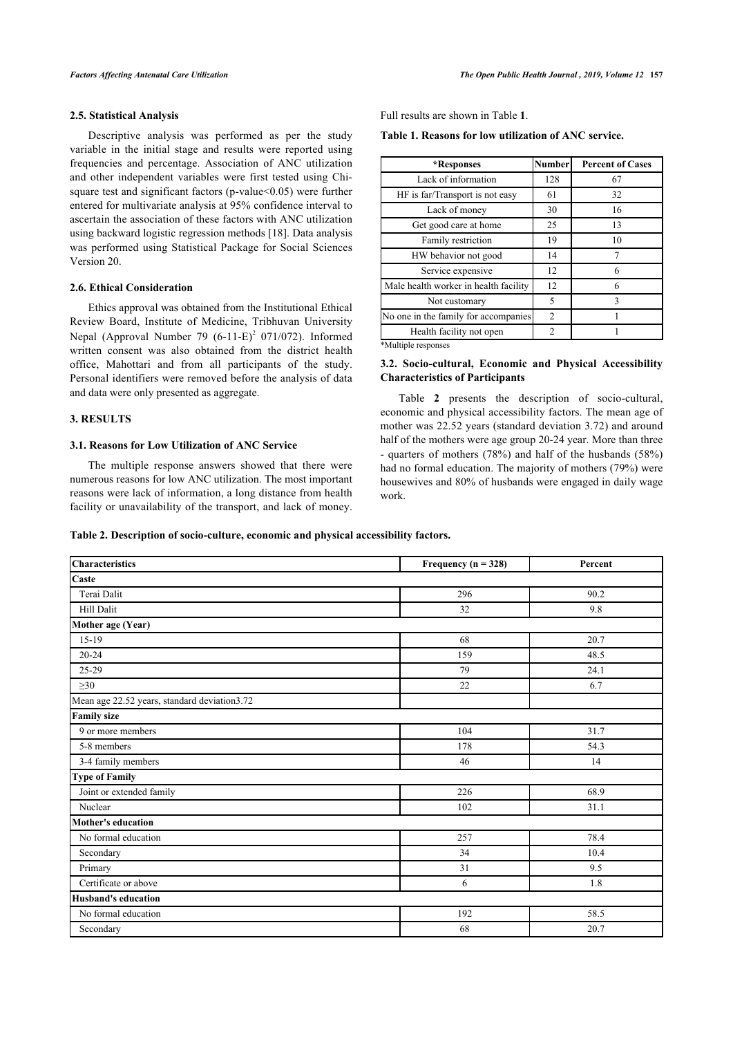### 2.5. Statistical Analysis

Descriptive analysis was performed as per the study variable in the initial stage and results were reported using frequencies and percentage. Association of ANC utilization and other independent variables were first tested using Chi-square test and significant factors (p-value<0.05) were further entered for multivariate analysis at 95% confidence interval to ascertain the association of these factors with ANC utilization using backward logistic regression methods [18]. Data analysis was performed using Statistical Package for Social Sciences Version 20.

### 2.6. Ethical Consideration

Ethics approval was obtained from the Institutional Ethical Review Board, Institute of Medicine, Tribhuvan University Nepal (Approval Number 79 $(6\text{-}11\text{-}E)^2$ 071/072). Informed written consent was also obtained from the district health office, Mahottari and from all participants of the study. Personal identifiers were removed before the analysis of data and data were only presented as aggregate.

## 3. RESULTS

### 3.1. Reasons for Low Utilization of ANC Service

The multiple response answers showed that there were numerous reasons for low ANC utilization. The most important reasons were lack of information, a long distance from health facility or unavailability of the transport, and lack of money. Full results are shown in Table **1**.

**Table 1. Reasons for low utilization of ANC service.**

| *Responses | Number | Percent of Cases |
|---|---|---|
| Lack of information | 128 | 67 |
| HF is far/Transport is not easy | 61 | 32 |
| Lack of money | 30 | 16 |
| Get good care at home | 25 | 13 |
| Family restriction | 19 | 10 |
| HW behavior not good | 14 | 7 |
| Service expensive | 12 | 6 |
| Male health worker in health facility | 12 | 6 |
| Not customary | 5 | 3 |
| No one in the family for accompanies | 2 | 1 |
| Health facility not open | 2 | 1 |

*Multiple responses

### 3.2. Socio-cultural, Economic and Physical Accessibility Characteristics of Participants

Table **2** presents the description of socio-cultural, economic and physical accessibility factors. The mean age of mother was 22.52 years (standard deviation 3.72) and around half of the mothers were age group 20-24 year. More than three - quarters of mothers (78%) and half of the husbands (58%) had no formal education. The majority of mothers (79%) were housewives and 80% of husbands were engaged in daily wage work.

**Table 2. Description of socio-culture, economic and physical accessibility factors.**

| Characteristics | Frequency (n = 328) | Percent |
|---|---|---|
| **Caste** | | |
| Terai Dalit | 296 | 90.2 |
| Hill Dalit | 32 | 9.8 |
| **Mother age (Year)** | | |
| 15-19 | 68 | 20.7 |
| 20-24 | 159 | 48.5 |
| 25-29 | 79 | 24.1 |
| ≥30 | 22 | 6.7 |
| Mean age 22.52 years, standard deviation3.72 | | |
| **Family size** | | |
| 9 or more members | 104 | 31.7 |
| 5-8 members | 178 | 54.3 |
| 3-4 family members | 46 | 14 |
| **Type of Family** | | |
| Joint or extended family | 226 | 68.9 |
| Nuclear | 102 | 31.1 |
| **Mother's education** | | |
| No formal education | 257 | 78.4 |
| Secondary | 34 | 10.4 |
| Primary | 31 | 9.5 |
| Certificate or above | 6 | 1.8 |
| **Husband's education** | | |
| No formal education | 192 | 58.5 |
| Secondary | 68 | 20.7 |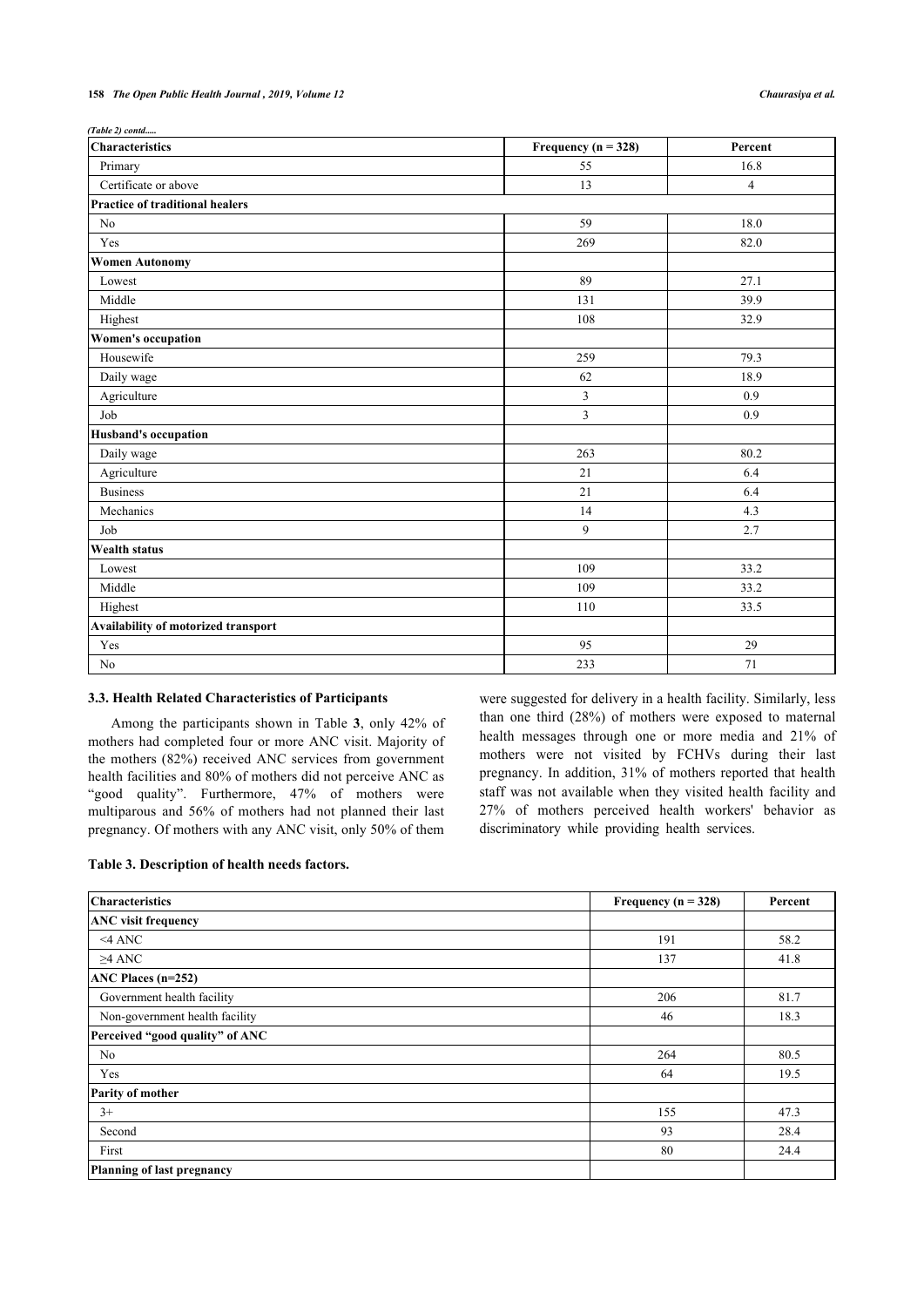*(Table 2) contd.....*

| Characteristics | Frequency (n = 328) | Percent |
|---|---|---|
| Primary | 55 | 16.8 |
| Certificate or above | 13 | 4 |
| **Practice of traditional healers** | | |
| No | 59 | 18.0 |
| Yes | 269 | 82.0 |
| **Women Autonomy** | | |
| Lowest | 89 | 27.1 |
| Middle | 131 | 39.9 |
| Highest | 108 | 32.9 |
| **Women's occupation** | | |
| Housewife | 259 | 79.3 |
| Daily wage | 62 | 18.9 |
| Agriculture | 3 | 0.9 |
| Job | 3 | 0.9 |
| **Husband's occupation** | | |
| Daily wage | 263 | 80.2 |
| Agriculture | 21 | 6.4 |
| Business | 21 | 6.4 |
| Mechanics | 14 | 4.3 |
| Job | 9 | 2.7 |
| **Wealth status** | | |
| Lowest | 109 | 33.2 |
| Middle | 109 | 33.2 |
| Highest | 110 | 33.5 |
| **Availability of motorized transport** | | |
| Yes | 95 | 29 |
| No | 233 | 71 |

### 3.3. Health Related Characteristics of Participants

Among the participants shown in Table **3**, only 42% of mothers had completed four or more ANC visit. Majority of the mothers (82%) received ANC services from government health facilities and 80% of mothers did not perceive ANC as "good quality". Furthermore, 47% of mothers were multiparous and 56% of mothers had not planned their last pregnancy. Of mothers with any ANC visit, only 50% of them were suggested for delivery in a health facility. Similarly, less than one third (28%) of mothers were exposed to maternal health messages through one or more media and 21% of mothers were not visited by FCHVs during their last pregnancy. In addition, 31% of mothers reported that health staff was not available when they visited health facility and 27% of mothers perceived health workers' behavior as discriminatory while providing health services.

**Table 3. Description of health needs factors.**

| Characteristics | Frequency (n = 328) | Percent |
|---|---|---|
| **ANC visit frequency** | | |
| <4 ANC | 191 | 58.2 |
| ≥4 ANC | 137 | 41.8 |
| **ANC Places (n=252)** | | |
| Government health facility | 206 | 81.7 |
| Non-government health facility | 46 | 18.3 |
| **Perceived "good quality" of ANC** | | |
| No | 264 | 80.5 |
| Yes | 64 | 19.5 |
| **Parity of mother** | | |
| 3+ | 155 | 47.3 |
| Second | 93 | 28.4 |
| First | 80 | 24.4 |
| **Planning of last pregnancy** | | |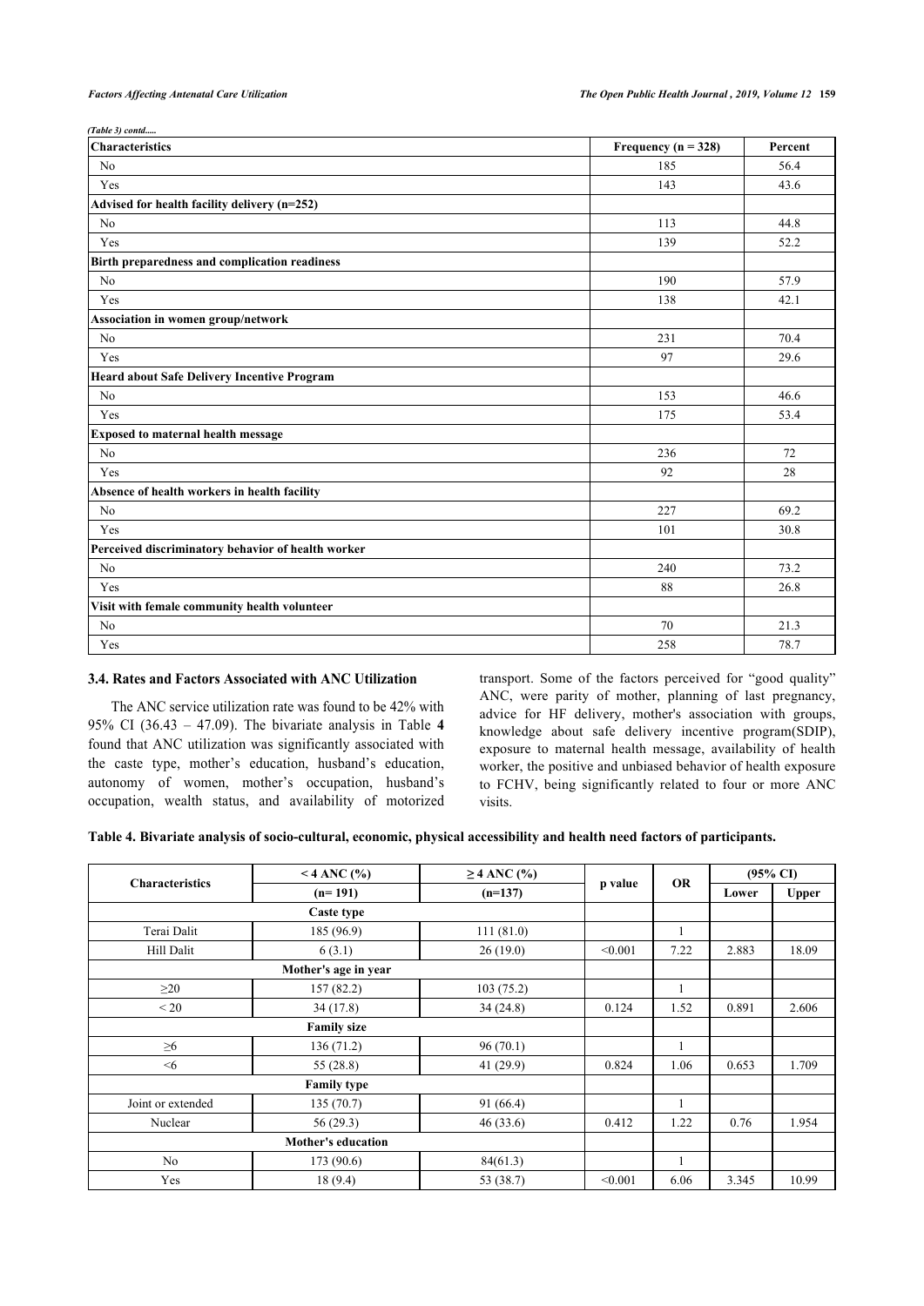*(Table 3) contd.....*

| Characteristics | Frequency (n = 328) | Percent |
|---|---|---|
| No | 185 | 56.4 |
| Yes | 143 | 43.6 |
| **Advised for health facility delivery (n=252)** | | |
| No | 113 | 44.8 |
| Yes | 139 | 52.2 |
| **Birth preparedness and complication readiness** | | |
| No | 190 | 57.9 |
| Yes | 138 | 42.1 |
| **Association in women group/network** | | |
| No | 231 | 70.4 |
| Yes | 97 | 29.6 |
| **Heard about Safe Delivery Incentive Program** | | |
| No | 153 | 46.6 |
| Yes | 175 | 53.4 |
| **Exposed to maternal health message** | | |
| No | 236 | 72 |
| Yes | 92 | 28 |
| **Absence of health workers in health facility** | | |
| No | 227 | 69.2 |
| Yes | 101 | 30.8 |
| **Perceived discriminatory behavior of health worker** | | |
| No | 240 | 73.2 |
| Yes | 88 | 26.8 |
| **Visit with female community health volunteer** | | |
| No | 70 | 21.3 |
| Yes | 258 | 78.7 |

### 3.4. Rates and Factors Associated with ANC Utilization

The ANC service utilization rate was found to be 42% with 95% CI (36.43 – 47.09). The bivariate analysis in Table **4** found that ANC utilization was significantly associated with the caste type, mother's education, husband's education, autonomy of women, mother's occupation, husband's occupation, wealth status, and availability of motorized transport. Some of the factors perceived for "good quality" ANC, were parity of mother, planning of last pregnancy, advice for HF delivery, mother's association with groups, knowledge about safe delivery incentive program(SDIP), exposure to maternal health message, availability of health worker, the positive and unbiased behavior of health exposure to FCHV, being significantly related to four or more ANC visits.

**Table 4. Bivariate analysis of socio-cultural, economic, physical accessibility and health need factors of participants.**

| Characteristics | < 4 ANC (%) | ≥ 4 ANC (%) | p value | OR | (95% CI) | |
|---|---|---|---|---|---|---|
| | (n= 191) | (n=137) | | | Lower | Upper |
| | **Caste type** | | | | | |
| Terai Dalit | 185 (96.9) | 111 (81.0) | | 1 | | |
| Hill Dalit | 6 (3.1) | 26 (19.0) | <0.001 | 7.22 | 2.883 | 18.09 |
| | **Mother's age in year** | | | | | |
| ≥20 | 157 (82.2) | 103 (75.2) | | 1 | | |
| < 20 | 34 (17.8) | 34 (24.8) | 0.124 | 1.52 | 0.891 | 2.606 |
| | **Family size** | | | | | |
| ≥6 | 136 (71.2) | 96 (70.1) | | 1 | | |
| <6 | 55 (28.8) | 41 (29.9) | 0.824 | 1.06 | 0.653 | 1.709 |
| | **Family type** | | | | | |
| Joint or extended | 135 (70.7) | 91 (66.4) | | 1 | | |
| Nuclear | 56 (29.3) | 46 (33.6) | 0.412 | 1.22 | 0.76 | 1.954 |
| | **Mother's education** | | | | | |
| No | 173 (90.6) | 84(61.3) | | 1 | | |
| Yes | 18 (9.4) | 53 (38.7) | <0.001 | 6.06 | 3.345 | 10.99 |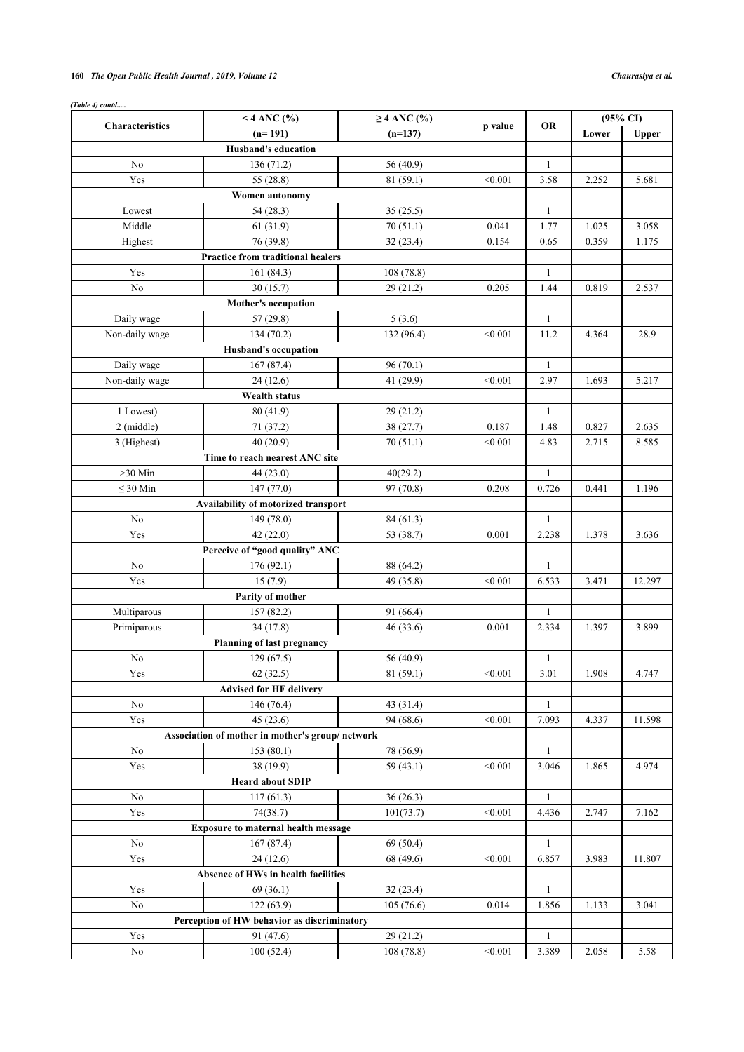*(Table 4) contd.....*

| Characteristics | < 4 ANC (%) | ≥ 4 ANC (%) | p value | OR | (95% CI) | |
|---|---|---|---|---|---|---|
| | (n= 191) | (n=137) | | | Lower | Upper |
| **Husband's education** | | | | | | |
| No | 136 (71.2) | 56 (40.9) | | 1 | | |
| Yes | 55 (28.8) | 81 (59.1) | <0.001 | 3.58 | 2.252 | 5.681 |
| **Women autonomy** | | | | | | |
| Lowest | 54 (28.3) | 35 (25.5) | | 1 | | |
| Middle | 61 (31.9) | 70 (51.1) | 0.041 | 1.77 | 1.025 | 3.058 |
| Highest | 76 (39.8) | 32 (23.4) | 0.154 | 0.65 | 0.359 | 1.175 |
| **Practice from traditional healers** | | | | | | |
| Yes | 161 (84.3) | 108 (78.8) | | 1 | | |
| No | 30 (15.7) | 29 (21.2) | 0.205 | 1.44 | 0.819 | 2.537 |
| **Mother's occupation** | | | | | | |
| Daily wage | 57 (29.8) | 5 (3.6) | | 1 | | |
| Non-daily wage | 134 (70.2) | 132 (96.4) | <0.001 | 11.2 | 4.364 | 28.9 |
| **Husband's occupation** | | | | | | |
| Daily wage | 167 (87.4) | 96 (70.1) | | 1 | | |
| Non-daily wage | 24 (12.6) | 41 (29.9) | <0.001 | 2.97 | 1.693 | 5.217 |
| **Wealth status** | | | | | | |
| 1 Lowest) | 80 (41.9) | 29 (21.2) | | 1 | | |
| 2 (middle) | 71 (37.2) | 38 (27.7) | 0.187 | 1.48 | 0.827 | 2.635 |
| 3 (Highest) | 40 (20.9) | 70 (51.1) | <0.001 | 4.83 | 2.715 | 8.585 |
| **Time to reach nearest ANC site** | | | | | | |
| >30 Min | 44 (23.0) | 40(29.2) | | 1 | | |
| ≤ 30 Min | 147 (77.0) | 97 (70.8) | 0.208 | 0.726 | 0.441 | 1.196 |
| **Availability of motorized transport** | | | | | | |
| No | 149 (78.0) | 84 (61.3) | | 1 | | |
| Yes | 42 (22.0) | 53 (38.7) | 0.001 | 2.238 | 1.378 | 3.636 |
| **Perceive of "good quality" ANC** | | | | | | |
| No | 176 (92.1) | 88 (64.2) | | 1 | | |
| Yes | 15 (7.9) | 49 (35.8) | <0.001 | 6.533 | 3.471 | 12.297 |
| **Parity of mother** | | | | | | |
| Multiparous | 157 (82.2) | 91 (66.4) | | 1 | | |
| Primiparous | 34 (17.8) | 46 (33.6) | 0.001 | 2.334 | 1.397 | 3.899 |
| **Planning of last pregnancy** | | | | | | |
| No | 129 (67.5) | 56 (40.9) | | 1 | | |
| Yes | 62 (32.5) | 81 (59.1) | <0.001 | 3.01 | 1.908 | 4.747 |
| **Advised for HF delivery** | | | | | | |
| No | 146 (76.4) | 43 (31.4) | | 1 | | |
| Yes | 45 (23.6) | 94 (68.6) | <0.001 | 7.093 | 4.337 | 11.598 |
| **Association of mother in mother's group/ network** | | | | | | |
| No | 153 (80.1) | 78 (56.9) | | 1 | | |
| Yes | 38 (19.9) | 59 (43.1) | <0.001 | 3.046 | 1.865 | 4.974 |
| **Heard about SDIP** | | | | | | |
| No | 117 (61.3) | 36 (26.3) | | 1 | | |
| Yes | 74(38.7) | 101(73.7) | <0.001 | 4.436 | 2.747 | 7.162 |
| **Exposure to maternal health message** | | | | | | |
| No | 167 (87.4) | 69 (50.4) | | 1 | | |
| Yes | 24 (12.6) | 68 (49.6) | <0.001 | 6.857 | 3.983 | 11.807 |
| **Absence of HWs in health facilities** | | | | | | |
| Yes | 69 (36.1) | 32 (23.4) | | 1 | | |
| No | 122 (63.9) | 105 (76.6) | 0.014 | 1.856 | 1.133 | 3.041 |
| **Perception of HW behavior as discriminatory** | | | | | | |
| Yes | 91 (47.6) | 29 (21.2) | | 1 | | |
| No | 100 (52.4) | 108 (78.8) | <0.001 | 3.389 | 2.058 | 5.58 |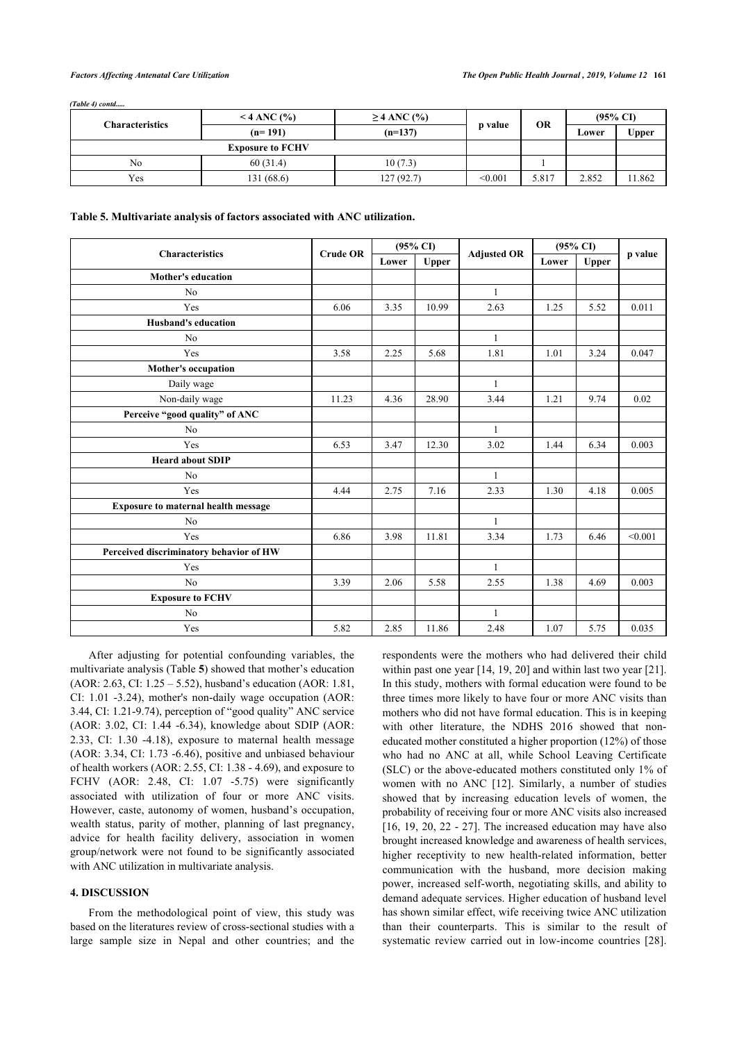*(Table 4) contd.....*

| Characteristics | < 4 ANC (%) | ≥ 4 ANC (%) | p value | OR | (95% CI) | |
|---|---|---|---|---|---|---|
| | (n= 191) | (n=137) | | | Lower | Upper |
| **Exposure to FCHV** | | | | | | |
| No | 60 (31.4) | 10 (7.3) | | 1 | | |
| Yes | 131 (68.6) | 127 (92.7) | <0.001 | 5.817 | 2.852 | 11.862 |

**Table 5. Multivariate analysis of factors associated with ANC utilization.**

| Characteristics | Crude OR | (95% CI) | | Adjusted OR | (95% CI) | | p value |
|---|---|---|---|---|---|---|---|
| | | Lower | Upper | | Lower | Upper | |
| **Mother's education** | | | | | | | |
| No | | | | 1 | | | |
| Yes | 6.06 | 3.35 | 10.99 | 2.63 | 1.25 | 5.52 | 0.011 |
| **Husband's education** | | | | | | | |
| No | | | | 1 | | | |
| Yes | 3.58 | 2.25 | 5.68 | 1.81 | 1.01 | 3.24 | 0.047 |
| **Mother's occupation** | | | | | | | |
| Daily wage | | | | 1 | | | |
| Non-daily wage | 11.23 | 4.36 | 28.90 | 3.44 | 1.21 | 9.74 | 0.02 |
| **Perceive "good quality" of ANC** | | | | | | | |
| No | | | | 1 | | | |
| Yes | 6.53 | 3.47 | 12.30 | 3.02 | 1.44 | 6.34 | 0.003 |
| **Heard about SDIP** | | | | | | | |
| No | | | | 1 | | | |
| Yes | 4.44 | 2.75 | 7.16 | 2.33 | 1.30 | 4.18 | 0.005 |
| **Exposure to maternal health message** | | | | | | | |
| No | | | | 1 | | | |
| Yes | 6.86 | 3.98 | 11.81 | 3.34 | 1.73 | 6.46 | <0.001 |
| **Perceived discriminatory behavior of HW** | | | | | | | |
| Yes | | | | 1 | | | |
| No | 3.39 | 2.06 | 5.58 | 2.55 | 1.38 | 4.69 | 0.003 |
| **Exposure to FCHV** | | | | | | | |
| No | | | | 1 | | | |
| Yes | 5.82 | 2.85 | 11.86 | 2.48 | 1.07 | 5.75 | 0.035 |

After adjusting for potential confounding variables, the multivariate analysis (Table **5**) showed that mother's education (AOR: 2.63, CI: 1.25 – 5.52), husband's education (AOR: 1.81, CI: 1.01 -3.24), mother's non-daily wage occupation (AOR: 3.44, CI: 1.21-9.74), perception of "good quality" ANC service (AOR: 3.02, CI: 1.44 -6.34), knowledge about SDIP (AOR: 2.33, CI: 1.30 -4.18), exposure to maternal health message (AOR: 3.34, CI: 1.73 -6.46), positive and unbiased behaviour of health workers (AOR: 2.55, CI: 1.38 - 4.69), and exposure to FCHV (AOR: 2.48, CI: 1.07 -5.75) were significantly associated with utilization of four or more ANC visits. However, caste, autonomy of women, husband's occupation, wealth status, parity of mother, planning of last pregnancy, advice for health facility delivery, association in women group/network were not found to be significantly associated with ANC utilization in multivariate analysis.

## 4. DISCUSSION

From the methodological point of view, this study was based on the literatures review of cross-sectional studies with a large sample size in Nepal and other countries; and the respondents were the mothers who had delivered their child within past one year [14, 19, 20] and within last two year [21]. In this study, mothers with formal education were found to be three times more likely to have four or more ANC visits than mothers who did not have formal education. This is in keeping with other literature, the NDHS 2016 showed that non-educated mother constituted a higher proportion (12%) of those who had no ANC at all, while School Leaving Certificate (SLC) or the above-educated mothers constituted only 1% of women with no ANC [12]. Similarly, a number of studies showed that by increasing education levels of women, the probability of receiving four or more ANC visits also increased [16, 19, 20, 22 - 27]. The increased education may have also brought increased knowledge and awareness of health services, higher receptivity to new health-related information, better communication with the husband, more decision making power, increased self-worth, negotiating skills, and ability to demand adequate services. Higher education of husband level has shown similar effect, wife receiving twice ANC utilization than their counterparts. This is similar to the result of systematic review carried out in low-income countries [28].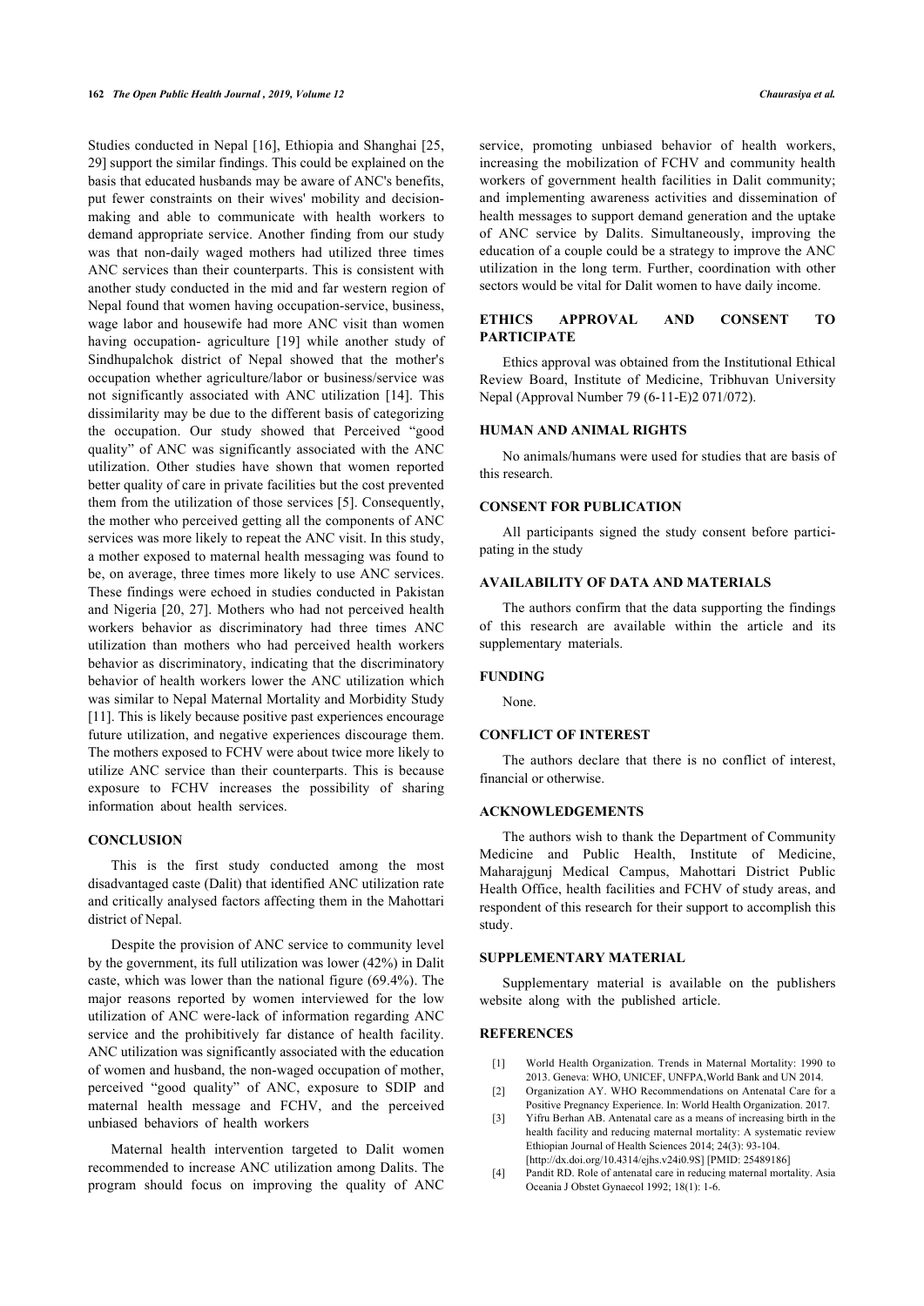Studies conducted in Nepal [16], Ethiopia and Shanghai [25, 29] support the similar findings. This could be explained on the basis that educated husbands may be aware of ANC's benefits, put fewer constraints on their wives' mobility and decision-making and able to communicate with health workers to demand appropriate service. Another finding from our study was that non-daily waged mothers had utilized three times ANC services than their counterparts. This is consistent with another study conducted in the mid and far western region of Nepal found that women having occupation-service, business, wage labor and housewife had more ANC visit than women having occupation- agriculture [19] while another study of Sindhupalchok district of Nepal showed that the mother's occupation whether agriculture/labor or business/service was not significantly associated with ANC utilization [14]. This dissimilarity may be due to the different basis of categorizing the occupation. Our study showed that Perceived "good quality" of ANC was significantly associated with the ANC utilization. Other studies have shown that women reported better quality of care in private facilities but the cost prevented them from the utilization of those services [5]. Consequently, the mother who perceived getting all the components of ANC services was more likely to repeat the ANC visit. In this study, a mother exposed to maternal health messaging was found to be, on average, three times more likely to use ANC services. These findings were echoed in studies conducted in Pakistan and Nigeria [20, 27]. Mothers who had not perceived health workers behavior as discriminatory had three times ANC utilization than mothers who had perceived health workers behavior as discriminatory, indicating that the discriminatory behavior of health workers lower the ANC utilization which was similar to Nepal Maternal Mortality and Morbidity Study [11]. This is likely because positive past experiences encourage future utilization, and negative experiences discourage them. The mothers exposed to FCHV were about twice more likely to utilize ANC service than their counterparts. This is because exposure to FCHV increases the possibility of sharing information about health services.

## CONCLUSION

This is the first study conducted among the most disadvantaged caste (Dalit) that identified ANC utilization rate and critically analysed factors affecting them in the Mahottari district of Nepal.

Despite the provision of ANC service to community level by the government, its full utilization was lower (42%) in Dalit caste, which was lower than the national figure (69.4%). The major reasons reported by women interviewed for the low utilization of ANC were-lack of information regarding ANC service and the prohibitively far distance of health facility. ANC utilization was significantly associated with the education of women and husband, the non-waged occupation of mother, perceived "good quality" of ANC, exposure to SDIP and maternal health message and FCHV, and the perceived unbiased behaviors of health workers

Maternal health intervention targeted to Dalit women recommended to increase ANC utilization among Dalits. The program should focus on improving the quality of ANC service, promoting unbiased behavior of health workers, increasing the mobilization of FCHV and community health workers of government health facilities in Dalit community; and implementing awareness activities and dissemination of health messages to support demand generation and the uptake of ANC service by Dalits. Simultaneously, improving the education of a couple could be a strategy to improve the ANC utilization in the long term. Further, coordination with other sectors would be vital for Dalit women to have daily income.

## ETHICS APPROVAL AND CONSENT TO PARTICIPATE

Ethics approval was obtained from the Institutional Ethical Review Board, Institute of Medicine, Tribhuvan University Nepal (Approval Number 79 (6-11-E)2 071/072).

## HUMAN AND ANIMAL RIGHTS

No animals/humans were used for studies that are basis of this research.

## CONSENT FOR PUBLICATION

All participants signed the study consent before participating in the study

## AVAILABILITY OF DATA AND MATERIALS

The authors confirm that the data supporting the findings of this research are available within the article and its supplementary materials.

## FUNDING

None.

## CONFLICT OF INTEREST

The authors declare that there is no conflict of interest, financial or otherwise.

## ACKNOWLEDGEMENTS

The authors wish to thank the Department of Community Medicine and Public Health, Institute of Medicine, Maharajgunj Medical Campus, Mahottari District Public Health Office, health facilities and FCHV of study areas, and respondent of this research for their support to accomplish this study.

## SUPPLEMENTARY MATERIAL

Supplementary material is available on the publishers website along with the published article.

## REFERENCES

[1] World Health Organization. Trends in Maternal Mortality: 1990 to 2013. Geneva: WHO, UNICEF, UNFPA,World Bank and UN 2014.

[2] Organization AY. WHO Recommendations on Antenatal Care for a Positive Pregnancy Experience. In: World Health Organization. 2017.

[3] Yifru Berhan AB. Antenatal care as a means of increasing birth in the health facility and reducing maternal mortality: A systematic review Ethiopian Journal of Health Sciences 2014; 24(3): 93-104. [http://dx.doi.org/10.4314/ejhs.v24i0.9S] [PMID: 25489186]

[4] Pandit RD. Role of antenatal care in reducing maternal mortality. Asia Oceania J Obstet Gynaecol 1992; 18(1): 1-6.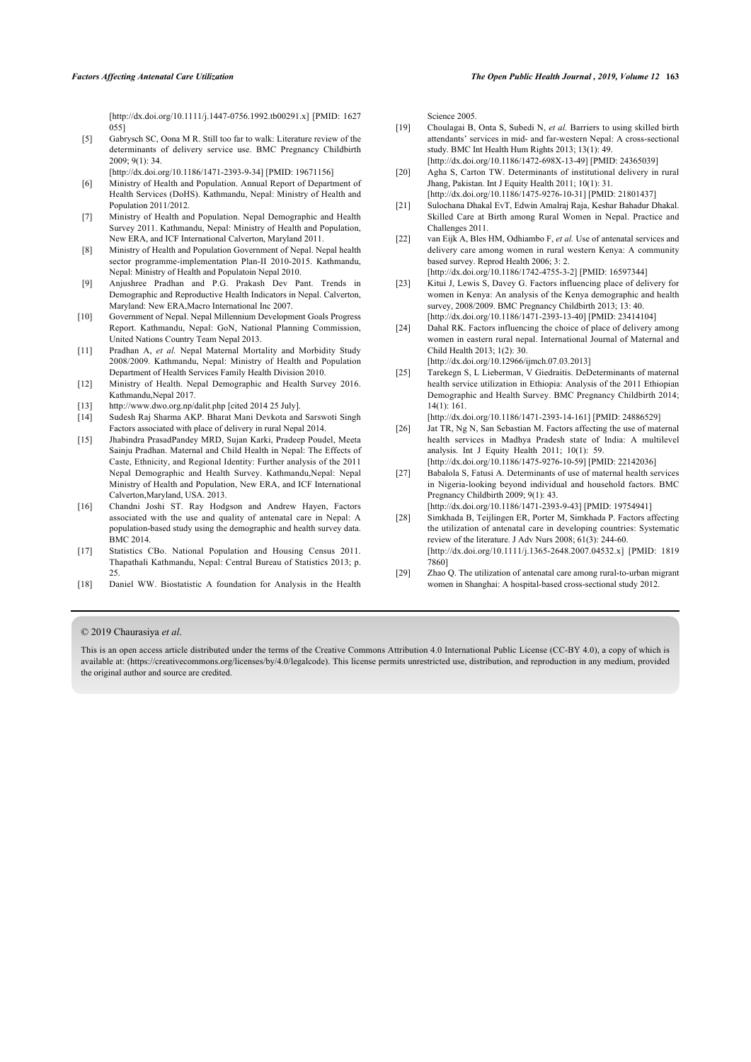[http://dx.doi.org/10.1111/j.1447-0756.1992.tb00291.x] [PMID: 1627055]

[5] Gabrysch SC, Oona M R. Still too far to walk: Literature review of the determinants of delivery service use. BMC Pregnancy Childbirth 2009; 9(1): 34.
[http://dx.doi.org/10.1186/1471-2393-9-34] [PMID: 19671156]

[6] Ministry of Health and Population. Annual Report of Department of Health Services (DoHS). Kathmandu, Nepal: Ministry of Health and Population 2011/2012.

[7] Ministry of Health and Population. Nepal Demographic and Health Survey 2011. Kathmandu, Nepal: Ministry of Health and Population, New ERA, and ICF International Calverton, Maryland 2011.

[8] Ministry of Health and Population Government of Nepal. Nepal health sector programme-implementation Plan-II 2010-2015. Kathmandu, Nepal: Ministry of Health and Populatoin Nepal 2010.

[9] Anjushree Pradhan and P.G. Prakash Dev Pant. Trends in Demographic and Reproductive Health Indicators in Nepal. Calverton, Maryland: New ERA,Macro International Inc 2007.

[10] Government of Nepal. Nepal Millennium Development Goals Progress Report. Kathmandu, Nepal: GoN, National Planning Commission, United Nations Country Team Nepal 2013.

[11] Pradhan A, *et al.* Nepal Maternal Mortality and Morbidity Study 2008/2009. Kathmandu, Nepal: Ministry of Health and Population Department of Health Services Family Health Division 2010.

[12] Ministry of Health. Nepal Demographic and Health Survey 2016. Kathmandu,Nepal 2017.

[13] http://www.dwo.org.np/dalit.php [cited 2014 25 July].

[14] Sudesh Raj Sharma AKP. Bharat Mani Devkota and Sarswoti Singh Factors associated with place of delivery in rural Nepal 2014.

[15] Jhabindra PrasadPandey MRD, Sujan Karki, Pradeep Poudel, Meeta Sainju Pradhan. Maternal and Child Health in Nepal: The Effects of Caste, Ethnicity, and Regional Identity: Further analysis of the 2011 Nepal Demographic and Health Survey. Kathmandu,Nepal: Nepal Ministry of Health and Population, New ERA, and ICF International Calverton,Maryland, USA. 2013.

[16] Chandni Joshi ST. Ray Hodgson and Andrew Hayen, Factors associated with the use and quality of antenatal care in Nepal: A population-based study using the demographic and health survey data. BMC 2014.

[17] Statistics CBo. National Population and Housing Census 2011. Thapathali Kathmandu, Nepal: Central Bureau of Statistics 2013; p. 25.

[18] Daniel WW. Biostatistic A foundation for Analysis in the Health Science 2005.

[19] Choulagai B, Onta S, Subedi N, *et al.* Barriers to using skilled birth attendants' services in mid- and far-western Nepal: A cross-sectional study. BMC Int Health Hum Rights 2013; 13(1): 49.
[http://dx.doi.org/10.1186/1472-698X-13-49] [PMID: 24365039]

[20] Agha S, Carton TW. Determinants of institutional delivery in rural Jhang, Pakistan. Int J Equity Health 2011; 10(1): 31.
[http://dx.doi.org/10.1186/1475-9276-10-31] [PMID: 21801437]

[21] Sulochana Dhakal EvT, Edwin Amalraj Raja, Keshar Bahadur Dhakal. Skilled Care at Birth among Rural Women in Nepal. Practice and Challenges 2011.

[22] van Eijk A, Bles HM, Odhiambo F, *et al.* Use of antenatal services and delivery care among women in rural western Kenya: A community based survey. Reprod Health 2006; 3: 2.
[http://dx.doi.org/10.1186/1742-4755-3-2] [PMID: 16597344]

[23] Kitui J, Lewis S, Davey G. Factors influencing place of delivery for women in Kenya: An analysis of the Kenya demographic and health survey, 2008/2009. BMC Pregnancy Childbirth 2013; 13: 40.
[http://dx.doi.org/10.1186/1471-2393-13-40] [PMID: 23414104]

[24] Dahal RK. Factors influencing the choice of place of delivery among women in eastern rural nepal. International Journal of Maternal and Child Health 2013; 1(2): 30.
[http://dx.doi.org/10.12966/ijmch.07.03.2013]

[25] Tarekegn S, L Lieberman, V Giedraitis. DeDeterminants of maternal health service utilization in Ethiopia: Analysis of the 2011 Ethiopian Demographic and Health Survey. BMC Pregnancy Childbirth 2014; 14(1): 161.
[http://dx.doi.org/10.1186/1471-2393-14-161] [PMID: 24886529]

[26] Jat TR, Ng N, San Sebastian M. Factors affecting the use of maternal health services in Madhya Pradesh state of India: A multilevel analysis. Int J Equity Health 2011; 10(1): 59.
[http://dx.doi.org/10.1186/1475-9276-10-59] [PMID: 22142036]

[27] Babalola S, Fatusi A. Determinants of use of maternal health services in Nigeria-looking beyond individual and household factors. BMC Pregnancy Childbirth 2009; 9(1): 43.
[http://dx.doi.org/10.1186/1471-2393-9-43] [PMID: 19754941]

[28] Simkhada B, Teijlingen ER, Porter M, Simkhada P. Factors affecting the utilization of antenatal care in developing countries: Systematic review of the literature. J Adv Nurs 2008; 61(3): 244-60.
[http://dx.doi.org/10.1111/j.1365-2648.2007.04532.x] [PMID: 18197860]

[29] Zhao Q. The utilization of antenatal care among rural-to-urban migrant women in Shanghai: A hospital-based cross-sectional study 2012.

© 2019 Chaurasiya *et al*.

This is an open access article distributed under the terms of the Creative Commons Attribution 4.0 International Public License (CC-BY 4.0), a copy of which is available at: (https://creativecommons.org/licenses/by/4.0/legalcode). This license permits unrestricted use, distribution, and reproduction in any medium, provided the original author and source are credited.